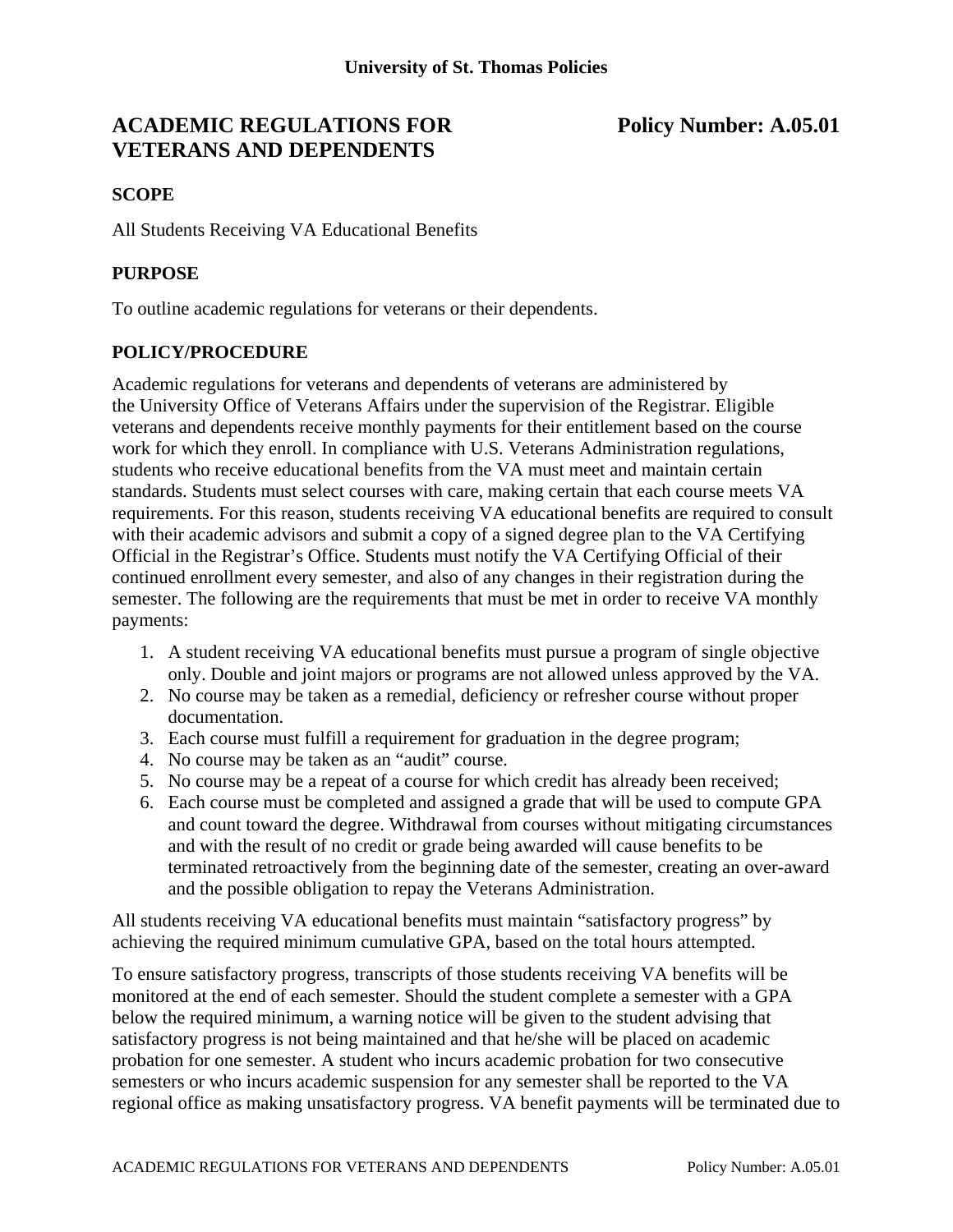**University of St. Thomas Policies**

# ACADEMIC REGULATIONS FOR VETERANS AND DEPENDENTS

**Policy Number: A.05.01**

## SCOPE

All Students Receiving VA Educational Benefits

## PURPOSE

To outline academic regulations for veterans or their dependents.

## POLICY/PROCEDURE

Academic regulations for veterans and dependents of veterans are administered by the University Office of Veterans Affairs under the supervision of the Registrar. Eligible veterans and dependents receive monthly payments for their entitlement based on the course work for which they enroll. In compliance with U.S. Veterans Administration regulations, students who receive educational benefits from the VA must meet and maintain certain standards. Students must select courses with care, making certain that each course meets VA requirements. For this reason, students receiving VA educational benefits are required to consult with their academic advisors and submit a copy of a signed degree plan to the VA Certifying Official in the Registrar's Office. Students must notify the VA Certifying Official of their continued enrollment every semester, and also of any changes in their registration during the semester. The following are the requirements that must be met in order to receive VA monthly payments:

1. A student receiving VA educational benefits must pursue a program of single objective only. Double and joint majors or programs are not allowed unless approved by the VA.
2. No course may be taken as a remedial, deficiency or refresher course without proper documentation.
3. Each course must fulfill a requirement for graduation in the degree program;
4. No course may be taken as an "audit" course.
5. No course may be a repeat of a course for which credit has already been received;
6. Each course must be completed and assigned a grade that will be used to compute GPA and count toward the degree. Withdrawal from courses without mitigating circumstances and with the result of no credit or grade being awarded will cause benefits to be terminated retroactively from the beginning date of the semester, creating an over-award and the possible obligation to repay the Veterans Administration.

All students receiving VA educational benefits must maintain "satisfactory progress" by achieving the required minimum cumulative GPA, based on the total hours attempted.

To ensure satisfactory progress, transcripts of those students receiving VA benefits will be monitored at the end of each semester. Should the student complete a semester with a GPA below the required minimum, a warning notice will be given to the student advising that satisfactory progress is not being maintained and that he/she will be placed on academic probation for one semester. A student who incurs academic probation for two consecutive semesters or who incurs academic suspension for any semester shall be reported to the VA regional office as making unsatisfactory progress. VA benefit payments will be terminated due to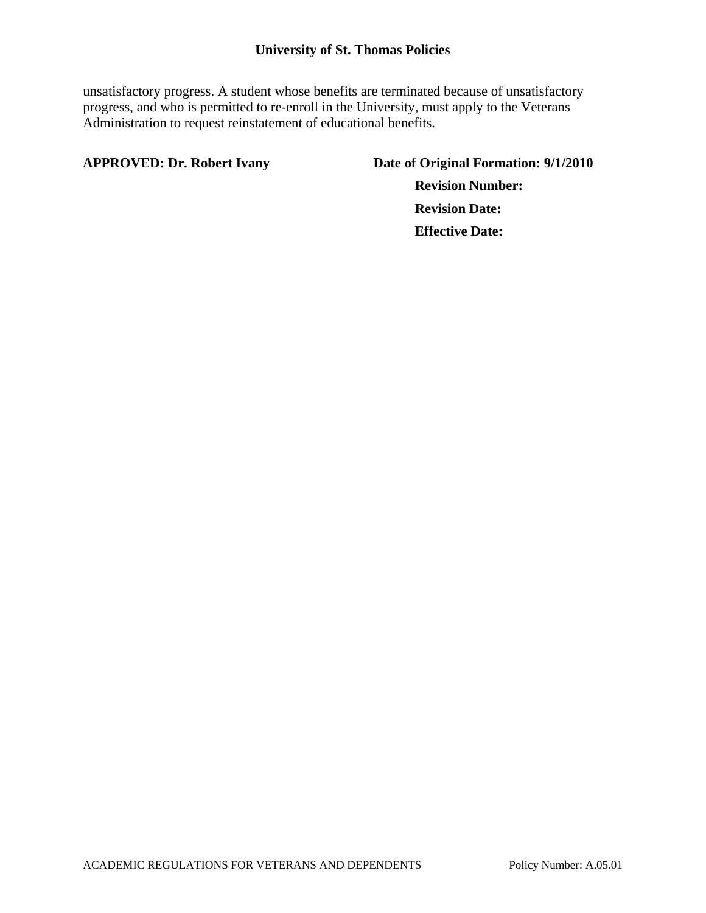unsatisfactory progress. A student whose benefits are terminated because of unsatisfactory progress, and who is permitted to re-enroll in the University, must apply to the Veterans Administration to request reinstatement of educational benefits.

**APPROVED: Dr. Robert Ivany**

**Date of Original Formation: 9/1/2010**

**Revision Number:**

**Revision Date:**

**Effective Date:**